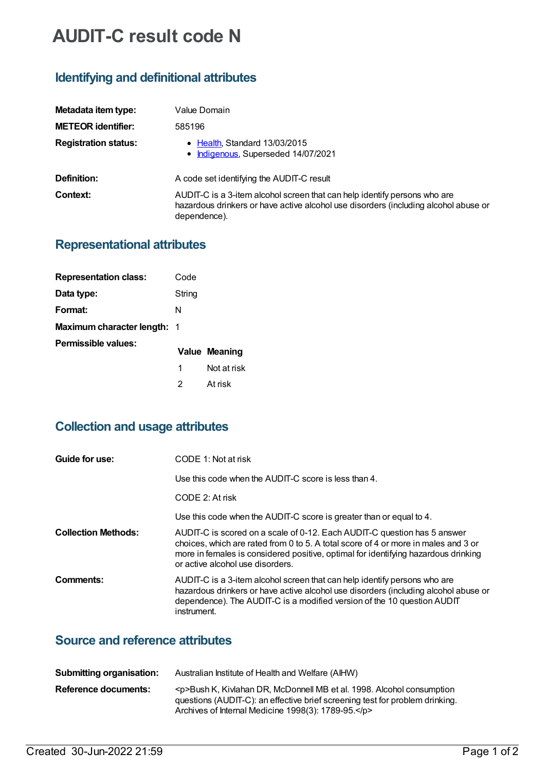# AUDIT-C result code N

## Identifying and definitional attributes

| | |
|---|---|
| **Metadata item type:** | Value Domain |
| **METEOR identifier:** | 585196 |
| **Registration status:** | • Health, Standard 13/03/2015<br>• Indigenous, Superseded 14/07/2021 |
| **Definition:** | A code set identifying the AUDIT-C result |
| **Context:** | AUDIT-C is a 3-item alcohol screen that can help identify persons who are hazardous drinkers or have active alcohol use disorders (including alcohol abuse or dependence). |

## Representational attributes

| | |
|---|---|
| **Representation class:** | Code |
| **Data type:** | String |
| **Format:** | N |
| **Maximum character length:** | 1 |

**Permissible values:**

| Value | Meaning |
|---|---|
| 1 | Not at risk |
| 2 | At risk |

## Collection and usage attributes

**Guide for use:**

CODE 1: Not at risk

Use this code when the AUDIT-C score is less than 4.

CODE 2: At risk

Use this code when the AUDIT-C score is greater than or equal to 4.

**Collection Methods:**

AUDIT-C is scored on a scale of 0-12. Each AUDIT-C question has 5 answer choices, which are rated from 0 to 5. A total score of 4 or more in males and 3 or more in females is considered positive, optimal for identifying hazardous drinking or active alcohol use disorders.

**Comments:**

AUDIT-C is a 3-item alcohol screen that can help identify persons who are hazardous drinkers or have active alcohol use disorders (including alcohol abuse or dependence). The AUDIT-C is a modified version of the 10 question AUDIT instrument.

## Source and reference attributes

| | |
|---|---|
| **Submitting organisation:** | Australian Institute of Health and Welfare (AIHW) |
| **Reference documents:** | <p>Bush K, Kivlahan DR, McDonnell MB et al. 1998. Alcohol consumption questions (AUDIT-C): an effective brief screening test for problem drinking. Archives of Internal Medicine 1998(3): 1789-95.</p> |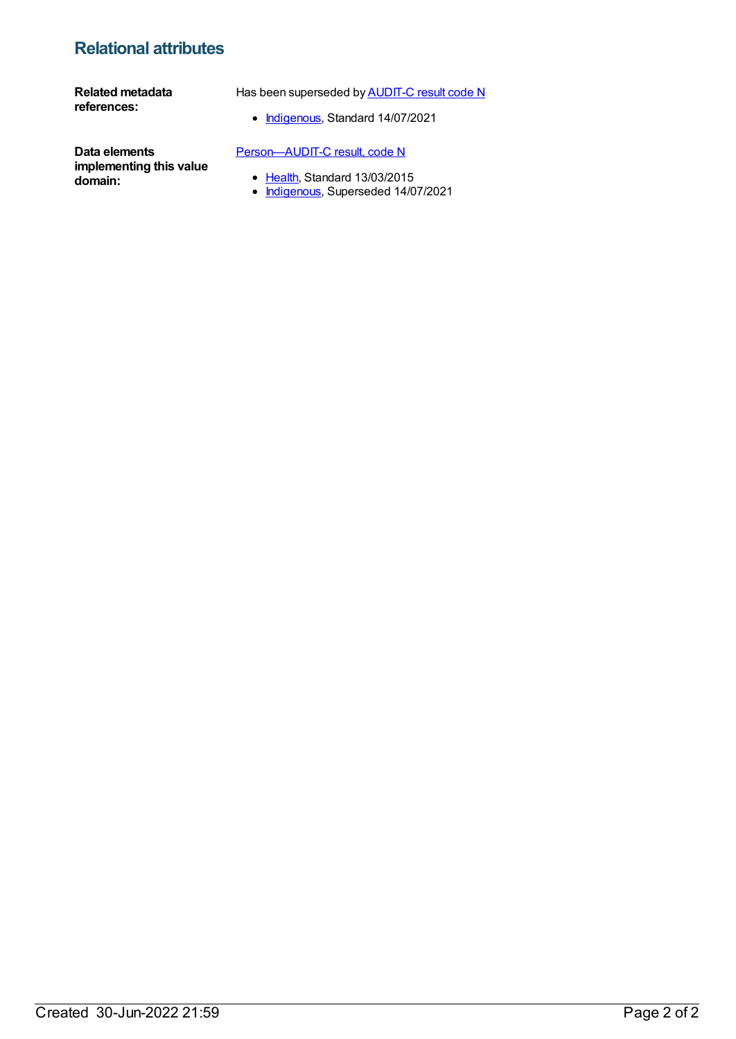## Relational attributes

**Related metadata references:**

Has been superseded by AUDIT-C result code N

- Indigenous, Standard 14/07/2021

**Data elements implementing this value domain:**

Person—AUDIT-C result, code N

- Health, Standard 13/03/2015
- Indigenous, Superseded 14/07/2021